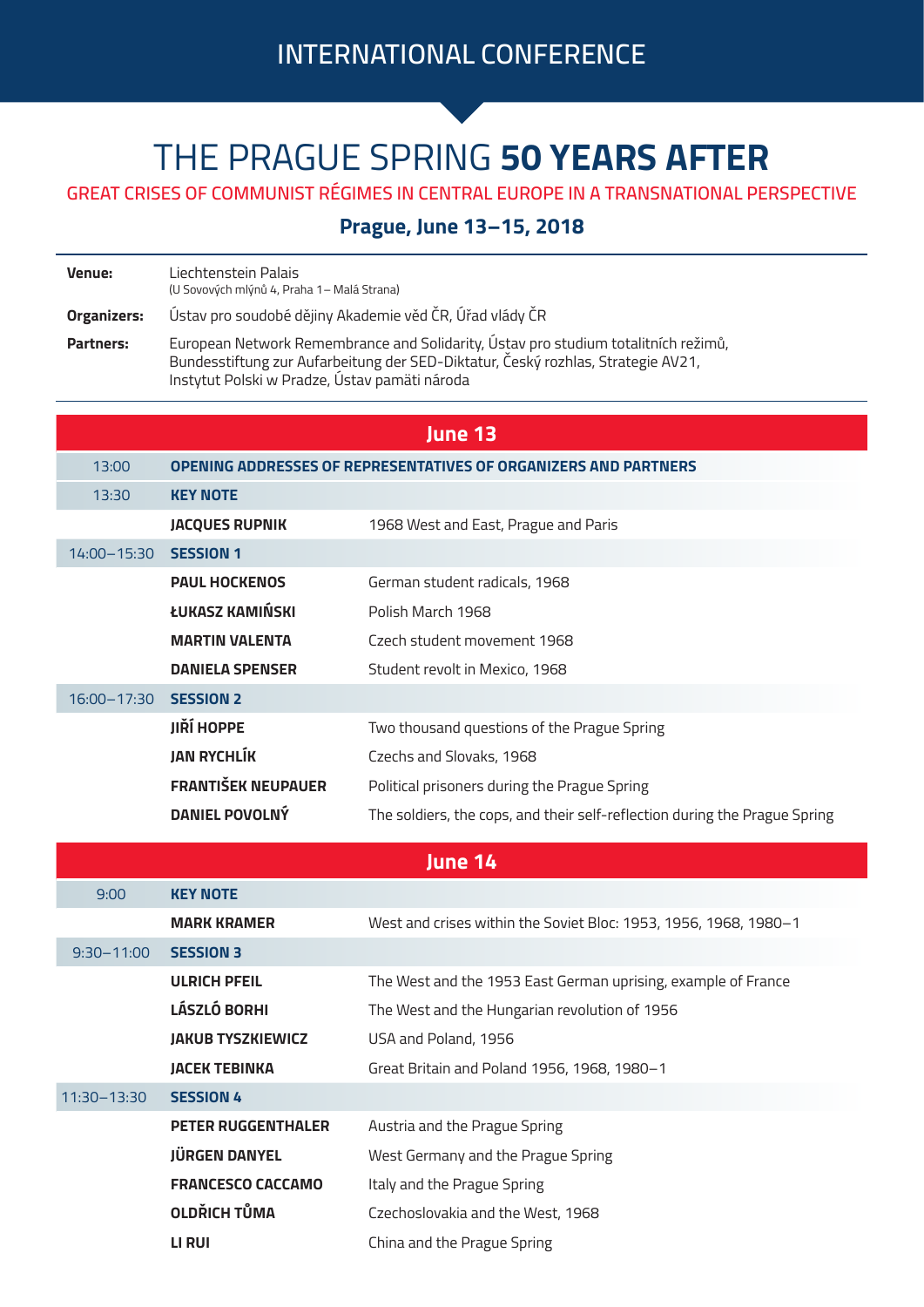INTERNATIONAL CONFERENCE

# THE PRAGUE SPRING **50 YEARS AFTER**

## GREAT CRISES OF COMMUNIST RÉGIMES IN CENTRAL EUROPE IN A TRANSNATIONAL PERSPECTIVE

**Prague, June 13–15, 2018**

**Venue:** Liechtenstein Palais
(U Sovových mlýnů 4, Praha 1 – Malá Strana)

**Organizers:** Ústav pro soudobé dějiny Akademie věd ČR, Úřad vlády ČR

**Partners:** European Network Remembrance and Solidarity, Ústav pro studium totalitních režimů, Bundesstiftung zur Aufarbeitung der SED-Diktatur, Český rozhlas, Strategie AV21, Instytut Polski w Pradze, Ústav pamäti národa

## June 13

| Time | Speaker | Topic |
|---|---|---|
| 13:00 | **OPENING ADDRESSES OF REPRESENTATIVES OF ORGANIZERS AND PARTNERS** | |
| 13:30 | **KEY NOTE** | |
| | **JACQUES RUPNIK** | 1968 West and East, Prague and Paris |
| 14:00–15:30 | **SESSION 1** | |
| | **PAUL HOCKENOS** | German student radicals, 1968 |
| | **ŁUKASZ KAMIŃSKI** | Polish March 1968 |
| | **MARTIN VALENTA** | Czech student movement 1968 |
| | **DANIELA SPENSER** | Student revolt in Mexico, 1968 |
| 16:00–17:30 | **SESSION 2** | |
| | **JIŘÍ HOPPE** | Two thousand questions of the Prague Spring |
| | **JAN RYCHLÍK** | Czechs and Slovaks, 1968 |
| | **FRANTIŠEK NEUPAUER** | Political prisoners during the Prague Spring |
| | **DANIEL POVOLNÝ** | The soldiers, the cops, and their self-reflection during the Prague Spring |

## June 14

| Time | Speaker | Topic |
|---|---|---|
| 9:00 | **KEY NOTE** | |
| | **MARK KRAMER** | West and crises within the Soviet Bloc: 1953, 1956, 1968, 1980–1 |
| 9:30–11:00 | **SESSION 3** | |
| | **ULRICH PFEIL** | The West and the 1953 East German uprising, example of France |
| | **LÁSZLÓ BORHI** | The West and the Hungarian revolution of 1956 |
| | **JAKUB TYSZKIEWICZ** | USA and Poland, 1956 |
| | **JACEK TEBINKA** | Great Britain and Poland 1956, 1968, 1980–1 |
| 11:30–13:30 | **SESSION 4** | |
| | **PETER RUGGENTHALER** | Austria and the Prague Spring |
| | **JÜRGEN DANYEL** | West Germany and the Prague Spring |
| | **FRANCESCO CACCAMO** | Italy and the Prague Spring |
| | **OLDŘICH TŮMA** | Czechoslovakia and the West, 1968 |
| | **LI RUI** | China and the Prague Spring |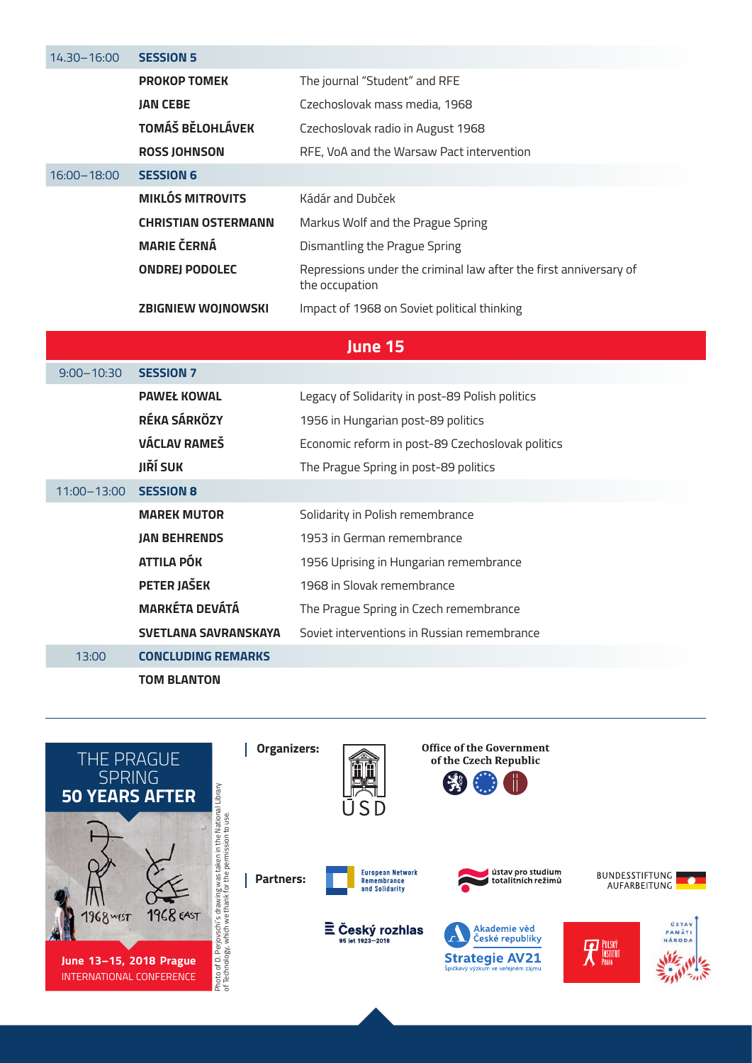| | | |
|---|---|---|
| 14.30–16:00 | **SESSION 5** | |
| | **PROKOP TOMEK** | The journal "Student" and RFE |
| | **JAN CEBE** | Czechoslovak mass media, 1968 |
| | **TOMÁŠ BĚLOHLÁVEK** | Czechoslovak radio in August 1968 |
| | **ROSS JOHNSON** | RFE, VoA and the Warsaw Pact intervention |
| 16:00–18:00 | **SESSION 6** | |
| | **MIKLÓS MITROVITS** | Kádár and Dubček |
| | **CHRISTIAN OSTERMANN** | Markus Wolf and the Prague Spring |
| | **MARIE ČERNÁ** | Dismantling the Prague Spring |
| | **ONDREJ PODOLEC** | Repressions under the criminal law after the first anniversary of the occupation |
| | **ZBIGNIEW WOJNOWSKI** | Impact of 1968 on Soviet political thinking |

## June 15

| | | |
|---|---|---|
| 9:00–10:30 | **SESSION 7** | |
| | **PAWEŁ KOWAL** | Legacy of Solidarity in post-89 Polish politics |
| | **RÉKA SÁRKÖZY** | 1956 in Hungarian post-89 politics |
| | **VÁCLAV RAMEŠ** | Economic reform in post-89 Czechoslovak politics |
| | **JIŘÍ SUK** | The Prague Spring in post-89 politics |
| 11:00–13:00 | **SESSION 8** | |
| | **MAREK MUTOR** | Solidarity in Polish remembrance |
| | **JAN BEHRENDS** | 1953 in German remembrance |
| | **ATTILA PÓK** | 1956 Uprising in Hungarian remembrance |
| | **PETER JAŠEK** | 1968 in Slovak remembrance |
| | **MARKÉTA DEVÁTÁ** | The Prague Spring in Czech remembrance |
| | **SVETLANA SAVRANSKAYA** | Soviet interventions in Russian remembrance |
| 13:00 | **CONCLUDING REMARKS** | |
| | **TOM BLANTON** | |

THE PRAGUE SPRING
**50 YEARS AFTER**

1968 WEST 1968 EAST

**June 13–15, 2018 Prague**
INTERNATIONAL CONFERENCE

Photo of D. Perjovschi's drawing was taken in the National Library of Technology, which we thank for the permission to use.

**Organizers:** ÚSD; Office of the Government of the Czech Republic

**Partners:** European Network Remembrance and Solidarity; ústav pro studium totalitních režimů; Bundesstiftung Aufarbeitung; Český rozhlas 95 let 1923–2018; Akademie věd České republiky – Strategie AV21 Špičkový výzkum ve veřejném zájmu; Polský Institut Praha; Ústav paměti národa